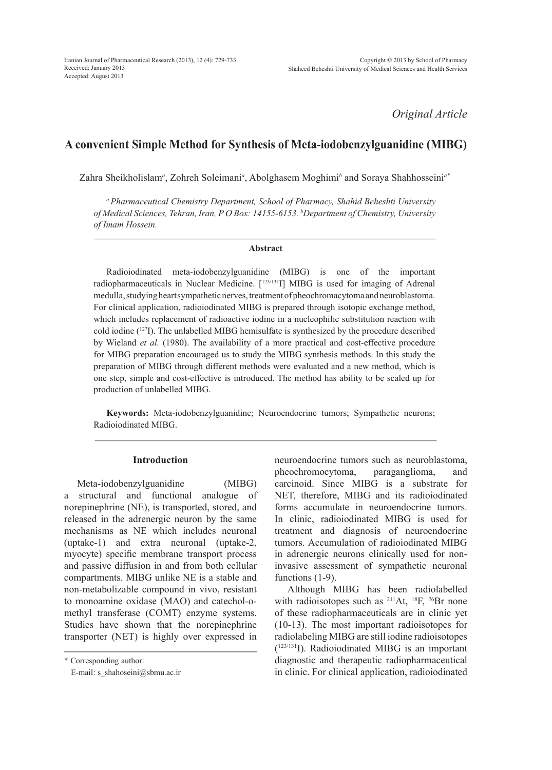*Original Article*

# A convenient Simple Method for Synthesis of Meta-iodobenzylguanidine (MIBG)

Zahra Sheikholislam[a], Zohreh Soleimani[a], Abolghasem Moghimi[b] and Soraya Shahhosseini[a*]

[a] *Pharmaceutical Chemistry Department, School of Pharmacy, Shahid Beheshti University of Medical Sciences, Tehran, Iran, P O Box: 14155-6153.* [b]*Department of Chemistry, University of Imam Hossein.*

### Abstract

Radioiodinated meta-iodobenzylguanidine (MIBG) is one of the important radiopharmaceuticals in Nuclear Medicine. [$^{123/131}$I] MIBG is used for imaging of Adrenal medulla, studying heart sympathetic nerves, treatment of pheochromocytoma and neuroblastoma. For clinical application, radioiodinated MIBG is prepared through isotopic exchange method, which includes replacement of radioactive iodine in a nucleophilic substitution reaction with cold iodine ($^{127}$I). The unlabelled MIBG hemisulfate is synthesized by the procedure described by Wieland *et al.* (1980). The availability of a more practical and cost-effective procedure for MIBG preparation encouraged us to study the MIBG synthesis methods. In this study the preparation of MIBG through different methods were evaluated and a new method, which is one step, simple and cost-effective is introduced. The method has ability to be scaled up for production of unlabelled MIBG.

**Keywords:** Meta-iodobenzylguanidine; Neuroendocrine tumors; Sympathetic neurons; Radioiodinated MIBG.

## Introduction

Meta-iodobenzylguanidine (MIBG) a structural and functional analogue of norepinephrine (NE), is transported, stored, and released in the adrenergic neuron by the same mechanisms as NE which includes neuronal (uptake-1) and extra neuronal (uptake-2, myocyte) specific membrane transport process and passive diffusion in and from both cellular compartments. MIBG unlike NE is a stable and non-metabolizable compound in vivo, resistant to monoamine oxidase (MAO) and catechol-o-methyl transferase (COMT) enzyme systems. Studies have shown that the norepinephrine transporter (NET) is highly over expressed in neuroendocrine tumors such as neuroblastoma, pheochromocytoma, paraganglioma, and carcinoid. Since MIBG is a substrate for NET, therefore, MIBG and its radioiodinated forms accumulate in neuroendocrine tumors. In clinic, radioiodinated MIBG is used for treatment and diagnosis of neuroendocrine tumors. Accumulation of radioiodinated MIBG in adrenergic neurons clinically used for non-invasive assessment of sympathetic neuronal functions (1-9).

Although MIBG has been radiolabelled with radioisotopes such as $^{211}$At, $^{18}$F, $^{76}$Br none of these radiopharmaceuticals are in clinic yet (10-13). The most important radioisotopes for radiolabeling MIBG are still iodine radioisotopes ($^{123/131}$I). Radioiodinated MIBG is an important diagnostic and therapeutic radiopharmaceutical in clinic. For clinical application, radioiodinated

\* Corresponding author:
E-mail: s_shahoseini@sbmu.ac.ir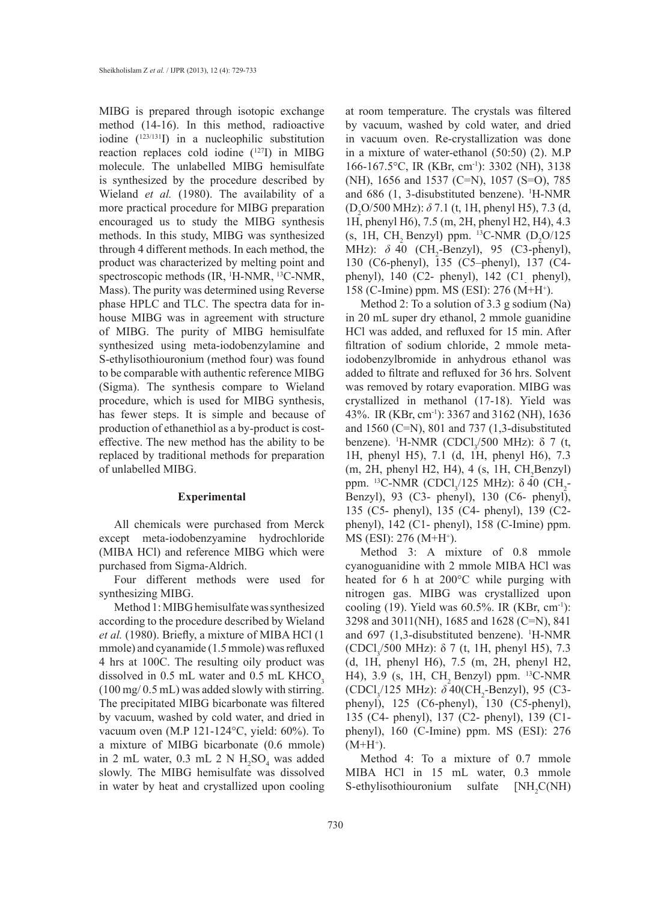MIBG is prepared through isotopic exchange method (14-16). In this method, radioactive iodine ($^{123/131}$I) in a nucleophilic substitution reaction replaces cold iodine ($^{127}$I) in MIBG molecule. The unlabelled MIBG hemisulfate is synthesized by the procedure described by Wieland *et al.* (1980). The availability of a more practical procedure for MIBG preparation encouraged us to study the MIBG synthesis methods. In this study, MIBG was synthesized through 4 different methods. In each method, the product was characterized by melting point and spectroscopic methods (IR, $^{1}$H-NMR, $^{13}$C-NMR, Mass). The purity was determined using Reverse phase HPLC and TLC. The spectra data for in-house MIBG was in agreement with structure of MIBG. The purity of MIBG hemisulfate synthesized using meta-iodobenzylamine and S-ethylisothiouronium (method four) was found to be comparable with authentic reference MIBG (Sigma). The synthesis compare to Wieland procedure, which is used for MIBG synthesis, has fewer steps. It is simple and because of production of ethanethiol as a by-product is cost-effective. The new method has the ability to be replaced by traditional methods for preparation of unlabelled MIBG.

## Experimental

All chemicals were purchased from Merck except meta-iodobenzyamine hydrochloride (MIBA HCl) and reference MIBG which were purchased from Sigma-Aldrich.

Four different methods were used for synthesizing MIBG.

Method 1: MIBG hemisulfate was synthesized according to the procedure described by Wieland *et al.* (1980). Briefly, a mixture of MIBA HCl (1 mmole) and cyanamide (1.5 mmole) was refluxed 4 hrs at 100C. The resulting oily product was dissolved in 0.5 mL water and 0.5 mL $KHCO_3$ (100 mg/ 0.5 mL) was added slowly with stirring. The precipitated MIBG bicarbonate was filtered by vacuum, washed by cold water, and dried in vacuum oven (M.P 121-124°C, yield: 60%). To a mixture of MIBG bicarbonate (0.6 mmole) in 2 mL water, 0.3 mL 2 N $H_2SO_4$ was added slowly. The MIBG hemisulfate was dissolved in water by heat and crystallized upon cooling at room temperature. The crystals was filtered by vacuum, washed by cold water, and dried in vacuum oven. Re-crystallization was done in a mixture of water-ethanol (50:50) (2). M.P 166-167.5°C, IR (KBr, $cm^{-1}$): 3302 (NH), 3138 (NH), 1656 and 1537 (C=N), 1057 (S=O), 785 and 686 (1, 3-disubstituted benzene). $^{1}$H-NMR ($D_2O$/500 MHz): $\delta$ 7.1 (t, 1H, phenyl H5), 7.3 (d, 1H, phenyl H6), 7.5 (m, 2H, phenyl H2, H4), 4.3 (s, 1H, $CH_2$ Benzyl) ppm. $^{13}$C-NMR ($D_2O$/125 MHz): $\delta$ 40 ($CH_2$-Benzyl), 95 (C3-phenyl), 130 (C6-phenyl), 135 (C5–phenyl), 137 (C4-phenyl), 140 (C2- phenyl), 142 (C1- phenyl), 158 (C-Imine) ppm. MS (ESI): 276 ($M+H^{+}$).

Method 2: To a solution of 3.3 g sodium (Na) in 20 mL super dry ethanol, 2 mmole guanidine HCl was added, and refluxed for 15 min. After filtration of sodium chloride, 2 mmole meta-iodobenzylbromide in anhydrous ethanol was added to filtrate and refluxed for 36 hrs. Solvent was removed by rotary evaporation. MIBG was crystallized in methanol (17-18). Yield was 43%. IR (KBr, $cm^{-1}$): 3367 and 3162 (NH), 1636 and 1560 (C=N), 801 and 737 (1,3-disubstituted benzene). $^{1}$H-NMR ($CDCl_3$/500 MHz): $\delta$ 7 (t, 1H, phenyl H5), 7.1 (d, 1H, phenyl H6), 7.3 (m, 2H, phenyl H2, H4), 4 (s, 1H, $CH_2$Benzyl) ppm. $^{13}$C-NMR ($CDCl_3$/125 MHz): $\delta$ 40 ($CH_2$-Benzyl), 93 (C3- phenyl), 130 (C6- phenyl), 135 (C5- phenyl), 135 (C4- phenyl), 139 (C2- phenyl), 142 (C1- phenyl), 158 (C-Imine) ppm. MS (ESI): 276 ($M+H^{+}$).

Method 3: A mixture of 0.8 mmole cyanoguanidine with 2 mmole MIBA HCl was heated for 6 h at 200°C while purging with nitrogen gas. MIBG was crystallized upon cooling (19). Yield was 60.5%. IR (KBr, $cm^{-1}$): 3298 and 3011(NH), 1685 and 1628 (C=N), 841 and 697 (1,3-disubstituted benzene). $^{1}$H-NMR ($CDCl_3$/500 MHz): $\delta$ 7 (t, 1H, phenyl H5), 7.3 (d, 1H, phenyl H6), 7.5 (m, 2H, phenyl H2, H4), 3.9 (s, 1H, $CH_2$ Benzyl) ppm. $^{13}$C-NMR ($CDCl_3$/125 MHz): $\delta$ 40($CH_2$-Benzyl), 95 (C3-phenyl), 125 (C6-phenyl), 130 (C5-phenyl), 135 (C4- phenyl), 137 (C2- phenyl), 139 (C1-phenyl), 160 (C-Imine) ppm. MS (ESI): 276 ($M+H^{+}$).

Method 4: To a mixture of 0.7 mmole MIBA HCl in 15 mL water, 0.3 mmole S-ethylisothiouronium sulfate [$NH_2C(NH)$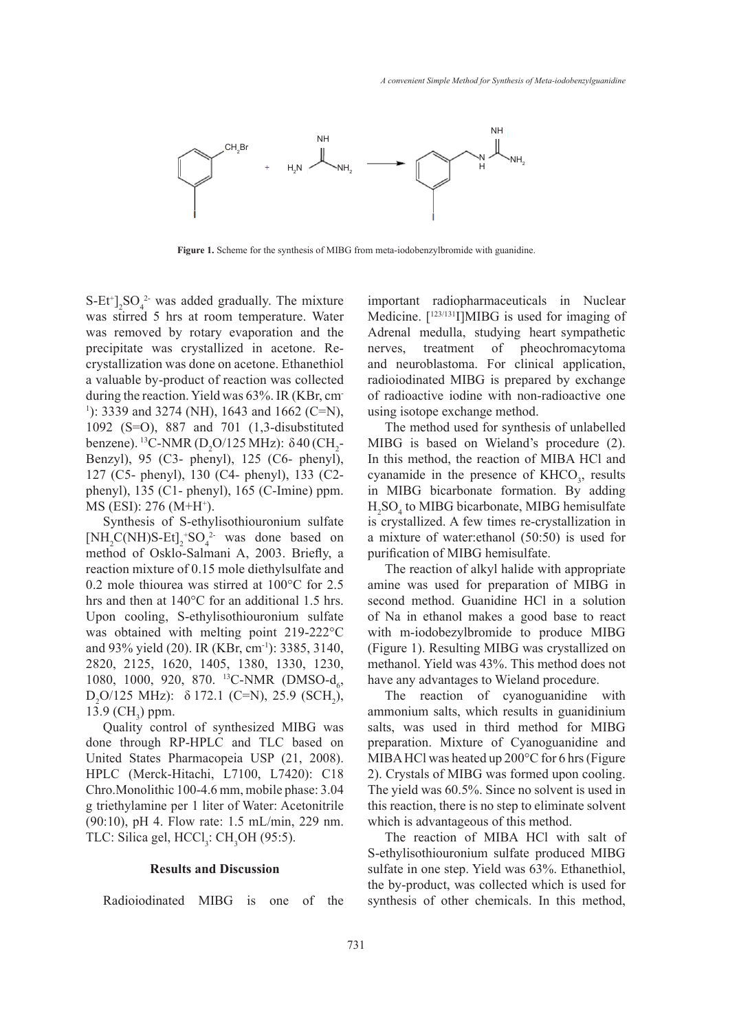Figure 1. Scheme for the synthesis of MIBG from meta-iodobenzylbromide with guanidine.

$S\text{-}Et^{+}]_2SO_4^{2-}$ was added gradually. The mixture was stirred 5 hrs at room temperature. Water was removed by rotary evaporation and the precipitate was crystallized in acetone. Re-crystallization was done on acetone. Ethanethiol a valuable by-product of reaction was collected during the reaction. Yield was 63%. IR (KBr, $cm^{-1}$): 3339 and 3274 (NH), 1643 and 1662 (C=N), 1092 (S=O), 887 and 701 (1,3-disubstituted benzene). $^{13}C$-NMR ($D_2O$/125 MHz): $\delta$ 40 ($CH_2$-Benzyl), 95 (C3- phenyl), 125 (C6- phenyl), 127 (C5- phenyl), 130 (C4- phenyl), 133 (C2- phenyl), 135 (C1- phenyl), 165 (C-Imine) ppm. MS (ESI): 276 ($M+H^{+}$).

Synthesis of S-ethylisothiouronium sulfate $[NH_2C(NH)S\text{-}Et]_2^{+}SO_4^{2-}$ was done based on method of Osklo-Salmani A, 2003. Briefly, a reaction mixture of 0.15 mole diethylsulfate and 0.2 mole thiourea was stirred at 100°C for 2.5 hrs and then at 140°C for an additional 1.5 hrs. Upon cooling, S-ethylisothiouronium sulfate was obtained with melting point 219-222°C and 93% yield (20). IR (KBr, $cm^{-1}$): 3385, 3140, 2820, 2125, 1620, 1405, 1380, 1330, 1230, 1080, 1000, 920, 870. $^{13}C$-NMR (DMSO-$d_6$, $D_2O$/125 MHz): $\delta$ 172.1 (C=N), 25.9 ($SCH_2$), 13.9 ($CH_3$) ppm.

Quality control of synthesized MIBG was done through RP-HPLC and TLC based on United States Pharmacopeia USP (21, 2008). HPLC (Merck-Hitachi, L7100, L7420): C18 Chro.Monolithic 100-4.6 mm, mobile phase: 3.04 g triethylamine per 1 liter of Water: Acetonitrile (90:10), pH 4. Flow rate: 1.5 mL/min, 229 nm. TLC: Silica gel, $HCCl_3$: $CH_3OH$ (95:5).

## Results and Discussion

Radioiodinated MIBG is one of the important radiopharmaceuticals in Nuclear Medicine. [$^{123/131}$I]MIBG is used for imaging of Adrenal medulla, studying heart sympathetic nerves, treatment of pheochromacytoma and neuroblastoma. For clinical application, radioiodinated MIBG is prepared by exchange of radioactive iodine with non-radioactive one using isotope exchange method.

The method used for synthesis of unlabelled MIBG is based on Wieland's procedure (2). In this method, the reaction of MIBA HCl and cyanamide in the presence of $KHCO_3$, results in MIBG bicarbonate formation. By adding $H_2SO_4$ to MIBG bicarbonate, MIBG hemisulfate is crystallized. A few times re-crystallization in a mixture of water:ethanol (50:50) is used for purification of MIBG hemisulfate.

The reaction of alkyl halide with appropriate amine was used for preparation of MIBG in second method. Guanidine HCl in a solution of Na in ethanol makes a good base to react with m-iodobezylbromide to produce MIBG (Figure 1). Resulting MIBG was crystallized on methanol. Yield was 43%. This method does not have any advantages to Wieland procedure.

The reaction of cyanoguanidine with ammonium salts, which results in guanidinium salts, was used in third method for MIBG preparation. Mixture of Cyanoguanidine and MIBA HCl was heated up 200°C for 6 hrs (Figure 2). Crystals of MIBG was formed upon cooling. The yield was 60.5%. Since no solvent is used in this reaction, there is no step to eliminate solvent which is advantageous of this method.

The reaction of MIBA HCl with salt of S-ethylisothiouronium sulfate produced MIBG sulfate in one step. Yield was 63%. Ethanethiol, the by-product, was collected which is used for synthesis of other chemicals. In this method,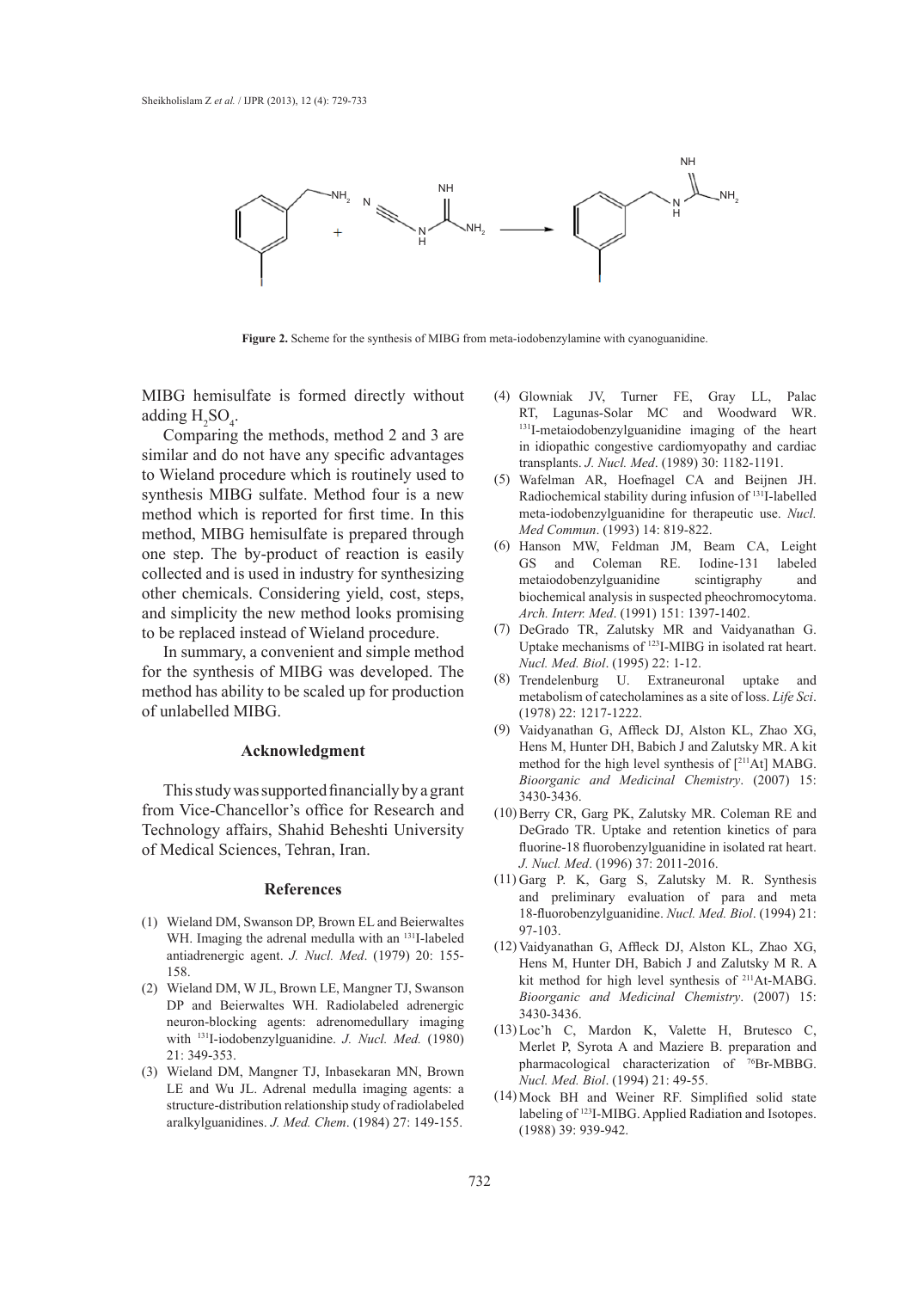**Figure 2.** Scheme for the synthesis of MIBG from meta-iodobenzylamine with cyanoguanidine.

MIBG hemisulfate is formed directly without adding $H_2SO_4$.

Comparing the methods, method 2 and 3 are similar and do not have any specific advantages to Wieland procedure which is routinely used to synthesis MIBG sulfate. Method four is a new method which is reported for first time. In this method, MIBG hemisulfate is prepared through one step. The by-product of reaction is easily collected and is used in industry for synthesizing other chemicals. Considering yield, cost, steps, and simplicity the new method looks promising to be replaced instead of Wieland procedure.

In summary, a convenient and simple method for the synthesis of MIBG was developed. The method has ability to be scaled up for production of unlabelled MIBG.

## Acknowledgment

This study was supported financially by a grant from Vice-Chancellor's office for Research and Technology affairs, Shahid Beheshti University of Medical Sciences, Tehran, Iran.

## References

(1) Wieland DM, Swanson DP, Brown EL and Beierwaltes WH. Imaging the adrenal medulla with an [131]I-labeled antiadrenergic agent. *J. Nucl. Med*. (1979) 20: 155-158.

(2) Wieland DM, W JL, Brown LE, Mangner TJ, Swanson DP and Beierwaltes WH. Radiolabeled adrenergic neuron-blocking agents: adrenomedullary imaging with [131]I-iodobenzylguanidine. *J. Nucl. Med.* (1980) 21: 349-353.

(3) Wieland DM, Mangner TJ, Inbasekaran MN, Brown LE and Wu JL. Adrenal medulla imaging agents: a structure-distribution relationship study of radiolabeled aralkylguanidines. *J. Med. Chem*. (1984) 27: 149-155.

(4) Glowniak JV, Turner FE, Gray LL, Palac RT, Lagunas-Solar MC and Woodward WR. [131]I-metaiodobenzylguanidine imaging of the heart in idiopathic congestive cardiomyopathy and cardiac transplants. *J. Nucl. Med*. (1989) 30: 1182-1191.

(5) Wafelman AR, Hoefnagel CA and Beijnen JH. Radiochemical stability during infusion of [131]I-labelled meta-iodobenzylguanidine for therapeutic use. *Nucl. Med Commun*. (1993) 14: 819-822.

(6) Hanson MW, Feldman JM, Beam CA, Leight GS and Coleman RE. Iodine-131 labeled metaiodobenzylguanidine scintigraphy and biochemical analysis in suspected pheochromocytoma. *Arch. Interr. Med*. (1991) 151: 1397-1402.

(7) DeGrado TR, Zalutsky MR and Vaidyanathan G. Uptake mechanisms of [123]I-MIBG in isolated rat heart. *Nucl. Med. Biol*. (1995) 22: 1-12.

(8) Trendelenburg U. Extraneuronal uptake and metabolism of catecholamines as a site of loss. *Life Sci*. (1978) 22: 1217-1222.

(9) Vaidyanathan G, Affleck DJ, Alston KL, Zhao XG, Hens M, Hunter DH, Babich J and Zalutsky MR. A kit method for the high level synthesis of [[211]At] MABG. *Bioorganic and Medicinal Chemistry*. (2007) 15: 3430-3436.

(10) Berry CR, Garg PK, Zalutsky MR. Coleman RE and DeGrado TR. Uptake and retention kinetics of para fluorine-18 fluorobenzylguanidine in isolated rat heart. *J. Nucl. Med*. (1996) 37: 2011-2016.

(11) Garg P. K, Garg S, Zalutsky M. R. Synthesis and preliminary evaluation of para and meta 18-fluorobenzylguanidine. *Nucl. Med. Biol*. (1994) 21: 97-103.

(12) Vaidyanathan G, Affleck DJ, Alston KL, Zhao XG, Hens M, Hunter DH, Babich J and Zalutsky M R. A kit method for high level synthesis of [211]At-MABG. *Bioorganic and Medicinal Chemistry*. (2007) 15: 3430-3436.

(13) Loc'h C, Mardon K, Valette H, Brutesco C, Merlet P, Syrota A and Maziere B. preparation and pharmacological characterization of [76]Br-MBBG. *Nucl. Med. Biol*. (1994) 21: 49-55.

(14) Mock BH and Weiner RF. Simplified solid state labeling of [123]I-MIBG. Applied Radiation and Isotopes. (1988) 39: 939-942.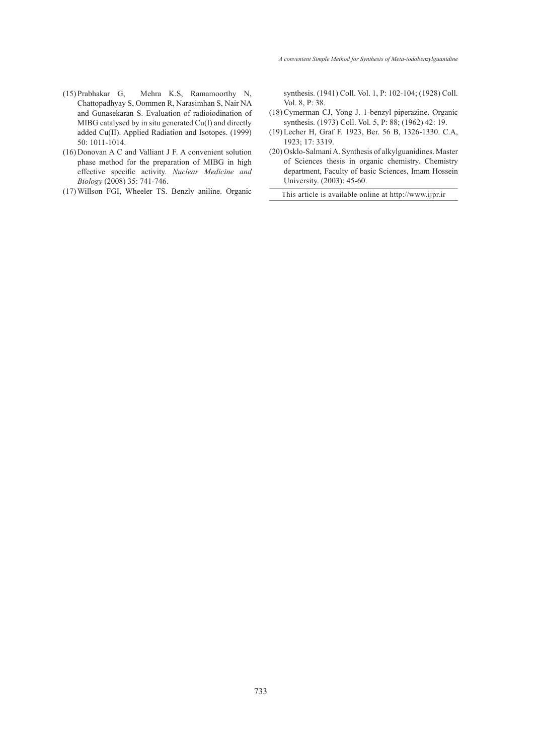(15) Prabhakar G, Mehra K.S, Ramamoorthy N, Chattopadhyay S, Oommen R, Narasimhan S, Nair NA and Gunasekaran S. Evaluation of radioiodination of MIBG catalysed by in situ generated Cu(I) and directly added Cu(II). Applied Radiation and Isotopes. (1999) 50: 1011-1014.

(16) Donovan A C and Valliant J F. A convenient solution phase method for the preparation of MIBG in high effective specific activity. *Nuclear Medicine and Biology* (2008) 35: 741-746.

(17) Willson FGI, Wheeler TS. Benzly aniline. Organic synthesis. (1941) Coll. Vol. 1, P: 102-104; (1928) Coll. Vol. 8, P: 38.

(18) Cymerman CJ, Yong J. 1-benzyl piperazine. Organic synthesis. (1973) Coll. Vol. 5, P: 88; (1962) 42: 19.

(19) Lecher H, Graf F. 1923, Ber. 56 B, 1326-1330. C.A, 1923; 17: 3319.

(20) Osklo-Salmani A. Synthesis of alkylguanidines. Master of Sciences thesis in organic chemistry. Chemistry department, Faculty of basic Sciences, Imam Hossein University. (2003): 45-60.

This article is available online at http://www.ijpr.ir